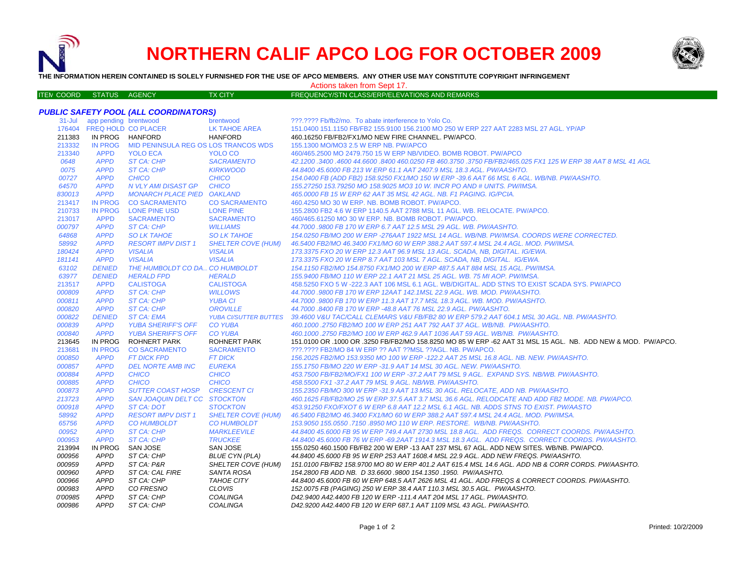# NORTHERN CALIF APCO LOG FOR OCTOBER 2009

**THE INFORMATION HEREIN CONTAINED IS SOLELY FURNISHED FOR THE USE OF APCO MEMBERS. ANY OTHER USE MAY CONSTITUTE COPYRIGHT INFRINGEMENT**

Actions taken from Sept 17.

### *PUBLIC SAFETY POOL (ALL COORDINATORS)*

| ITEM COORD | STATUS | AGENCY | TX CITY | FREQUENCY/STN CLASS/ERP/ELEVATIONS AND REMARKS |
|---|---|---|---|---|
| 31-Jul | app pending | brentwood | brentwood | ???.???? Fb/fb2/mo. To abate interference to Yolo Co. |
| 176404 | FREQ HOLD | CO PLACER | LK TAHOE AREA | 151.0400 151.1150 FB/FB2 155.9100 156.2100 MO 250 W ERP 227 AAT 2283 MSL 27 AGL. YP/AP |
| 211383 | IN PROG | HANFORD | HANFORD | 460.16250 FB/FB2/FX1/MO NEW FIRE CHANNEL. PW/APCO. |
| 213332 | IN PROG | MID PENINSULA REG OS | LOS TRANCOS WDS | 155.1300 MO/MO3 2.5 W ERP NB. PW/APCO |
| 213340 | APPD | YOLO ECA | YOLO CO | 460/465.2500 MO 2479.750 15 W ERP NB/VIDEO. BOMB ROBOT. PW/APCO |
| 0648 | APPD | ST CA: CHP | SACRAMENTO | 42.1200 .3400 .4600 44.6600 .8400 460.0250 FB 460.3750 .3750 FB/FB2/465.025 FX1 125 W ERP 38 AAT 8 MSL 41 AGL |
| 0075 | APPD | ST CA: CHP | KIRKWOOD | 44.8400 45.6000 FB 213 W ERP 61.1 AAT 2407.9 MSL 18.3 AGL. PW/AASHTO. |
| 00727 | APPD | CHICO | CHICO | 154.0400 FB (ADD FB2) 158.9250 FX1/MO 150 W ERP -39.6 AAT 66 MSL 6 AGL. WB/NB. PW/AASHTO. |
| 64570 | APPD | N VLY AMI DISAST GP | CHICO | 155.27250 153.79250 MO 158.9025 MO3 10 W. INCR PO AND # UNITS. PW/IMSA. |
| 830013 | APPD | MONARCH PLACE PIED | OAKLAND | 465.0000 FB 15 W ERP 62 AAT 35 MSL 42 AGL. NB. F1 PAGING. IG/PCIA. |
| 213417 | IN PROG | CO SACRAMENTO | CO SACRAMENTO | 460.4250 MO 30 W ERP. NB. BOMB ROBOT. PW/APCO. |
| 210733 | IN PROG | LONE PINE USD | LONE PINE | 155.2800 FB2 4.6 W ERP 1140.5 AAT 2788 MSL 11 AGL. WB. RELOCATE. PW/APCO. |
| 213017 | APPD | SACRAMENTO | SACRAMENTO | 460/465.61250 MO 30 W ERP. NB. BOMB ROBOT. PW/APCO. |
| 000797 | APPD | ST CA: CHP | WILLIAMS | 44.7000 .9800 FB 170 W ERP 6.7 AAT 12.5 MSL 29 AGL. WB. PW/AASHTO. |
| 64868 | APPD | SO LK TAHOE | SO LK TAHOE | 154.0250 FB/MO 200 W ERP -276AAT 1922 MSL 14 AGL. WB/NB. PW/IMSA. COORDS WERE CORRECTED. |
| 58992 | APPD | RESORT IMPV DIST 1 | SHELTER COVE (HUM) | 46.5400 FB2/MO 46.3400 FX1/MO 60 W ERP 388.2 AAT 597.4 MSL 24.4 AGL. MOD. PW/IMSA. |
| 180424 | APPD | VISALIA | VISALIA | 173.3375 FXO 20 W ERP 12.3 AAT 96.9 MSL 13 AGL. SCADA, NB, DIGITAL. IG/EWA. |
| 181141 | APPD | VISALIA | VISALIA | 173.3375 FXO 20 W ERP 8.7 AAT 103 MSL 7 AGL. SCADA, NB, DIGITAL. IG/EWA. |
| 63102 | DENIED | THE HUMBOLDT CO DA.. | CO HUMBOLDT | 154.1150 FB2/MO 154.8750 FX1/MO 200 W ERP 487.5 AAT 884 MSL 15 AGL. PW/IMSA. |
| 63977 | DENIED | HERALD FPD | HERALD | 155.9400 FB/MO 110 W ERP 22.1 AAT 21 MSL 25 AGL. WB. 75 MI AOP. PW/IMSA. |
| 213517 | APPD | CALISTOGA | CALISTOGA | 458.5250 FXO 5 W -222.3 AAT 106 MSL 6.1 AGL. WB/DIGITAL. ADD STNS TO EXIST SCADA SYS. PW/APCO |
| 000809 | APPD | ST CA: CHP | WILLOWS | 44.7000 .9800 FB 170 W ERP 12AAT 142.1MSL 22.9 AGL. WB. MOD. PW/AASHTO. |
| 000811 | APPD | ST CA: CHP | YUBA CI | 44.7000 .9800 FB 170 W ERP 11.3 AAT 17.7 MSL 18.3 AGL. WB. MOD. PW/AASHTO. |
| 000820 | APPD | ST CA: CHP | OROVILLE | 44.7000 .8400 FB 170 W ERP -48.8 AAT 76 MSL 22.9 AGL. PW/AASHTO. |
| 000822 | DENIED | ST CA: EMA | YUBA CI/SUTTER BUTTES | 39.4600 V&U TAC/CALL CLEMARS V&U FB/FB2 80 W ERP 579.2 AAT 604.1 MSL 30 AGL. NB. PW/AASHTO. |
| 000839 | APPD | YUBA SHERIFF'S OFF | CO YUBA | 460.1000 .2750 FB2/MO 100 W ERP 251 AAT 792 AAT 37 AGL. WB/NB. PW/AASHTO. |
| 000840 | APPD | YUBA SHERIFF'S OFF | CO YUBA | 460.1000 .2750 FB2/MO 100 W ERP 462.9 AAT 1036 AAT 59 AGL. WB/NB. PW/AASHTO. |
| 213645 | IN PROG | ROHNERT PARK | ROHNERT PARK | 151.0100 OR .1000 OR .3250 FB/FB2/MO 158.8250 MO 85 W ERP -62 AAT 31 MSL 15 AGL. NB. ADD NEW & MOD. PW/APCO. |
| 213681 | IN PROG | CO SACRAMENTO | SACRAMENTO | ???.???? FB2/MO 84 W ERP ?? AAT ??MSL ??AGL. NB. PW/APCO. |
| 000850 | APPD | FT DICK FPD | FT DICK | 156.2025 FB2/MO 153.9350 MO 100 W ERP -122.2 AAT 25 MSL 16.8 AGL. NB. NEW. PW/AASHTO. |
| 000857 | APPD | DEL NORTE AMB INC | EUREKA | 155.1750 FB/MO 220 W ERP -31.9 AAT 14 MSL 30 AGL. NEW. PW/AASHTO. |
| 000884 | APPD | CHICO | CHICO | 453.7500 FB/FB2/MO/FX1 100 W ERP -37.2 AAT 79 MSL 9 AGL. EXPAND SYS. NB/WB. PW/AASHTO. |
| 000885 | APPD | CHICO | CHICO | 458.5500 FX1 -37.2 AAT 79 MSL 9 AGL. NB/WB. PW/AASHTO. |
| 000873 | APPD | SUTTER COAST HOSP | CRESCENT CI | 155.2350 FB/MO 300 W ERP -31.9 AAT 13 MSL 30 AGL. RELOCATE, ADD NB. PW/AASHTO. |
| 213723 | APPD | SAN JOAQUIN DELT CC | STOCKTON | 460.1625 FB/FB2/MO 25 W ERP 37.5 AAT 3.7 MSL 36.6 AGL. RELODCATE AND ADD FB2 MODE. NB. PW/APCO. |
| 000918 | APPD | ST CA: DOT | STOCKTON | 453.91250 FXO/FXOT 6 W ERP 6.8 AAT 12.2 MSL 6.1 AGL. NB. ADDS STNS TO EXIST. PW/AASTO |
| 58992 | APPD | RESORT IMPV DIST 1 | SHELTER COVE (HUM) | 46.5400 FB2/MO 46.3400 FX1/MO 60 W ERP 388.2 AAT 597.4 MSL 24.4 AGL. MOD. PW/IMSA. |
| 65756 | APPD | CO HUMBOLDT | CO HUMBOLDT | 153.9050 155.0550 .7150 .8950 MO 110 W ERP. RESTORE. WB/NB. PW/AASHTO. |
| 00952 | APPD | ST CA: CHP | MARKLEEVILE | 44.8400 45.6000 FB 95 W ERP 749.4 AAT 2730 MSL 18.8 AGL. ADD FREQS. CORRECT COORDS. PW/AASHTO. |
| 000953 | APPD | ST CA: CHP | TRUCKEE | 44.8400 45.6000 FB 76 W ERP -69.2AAT 1914.3 MSL 18.3 AGL. ADD FREQS. CORRECT COORDS. PW/AASHTO. |
| 213994 | IN PROG | SAN JOSE | SAN JOSE | 155.0250 460.1500 FB/FB2 200 W ERP -13 AAT 237 MSL 67 AGL. ADD NEW SITES. WB/NB. PW/APCO. |
| 000956 | APPD | ST CA: CHP | BLUE CYN (PLA) | 44.8400 45.6000 FB 95 W ERP 253 AAT 1608.4 MSL 22.9 AGL. ADD NEW FREQS. PW/AASHTO. |
| 000959 | APPD | ST CA: P&R | SHELTER COVE (HUM) | 151.0100 FB/FB2 158.9700 MO 80 W ERP 401.2 AAT 615.4 MSL 14.6 AGL. ADD NB & CORR CORDS. PW/AASHTO. |
| 000960 | APPD | ST CA: CAL FIRE | SANTA ROSA | 154.2800 FB ADD NB. D 33.6600 .9800 154.1350 .1950. PW/AASHTO. |
| 000966 | APPD | ST CA: CHP | TAHOE CITY | 44.8400 45.6000 FB 60 W ERP 648.5 AAT 2626 MSL 41 AGL. ADD FREQS & CORRECT COORDS. PW/AASHTO. |
| 000983 | APPD | CO FRESNO | CLOVIS | 152.0075 FB (PAGING) 250 W ERP 38.4 AAT 110.3 MSL 30.5 AGL. PW/AASHTO. |
| 0'00985 | APPD | ST CA: CHP | COALINGA | D42.9400 A42.4400 FB 120 W ERP -111.4 AAT 204 MSL 17 AGL. PW/AASHTO. |
| 000986 | APPD | ST CA: CHP | COALINGA | D42.9200 A42.4400 FB 120 W ERP 687.1 AAT 1109 MSL 43 AGL. PW/AASHTO. |

Printed: 10/2/2009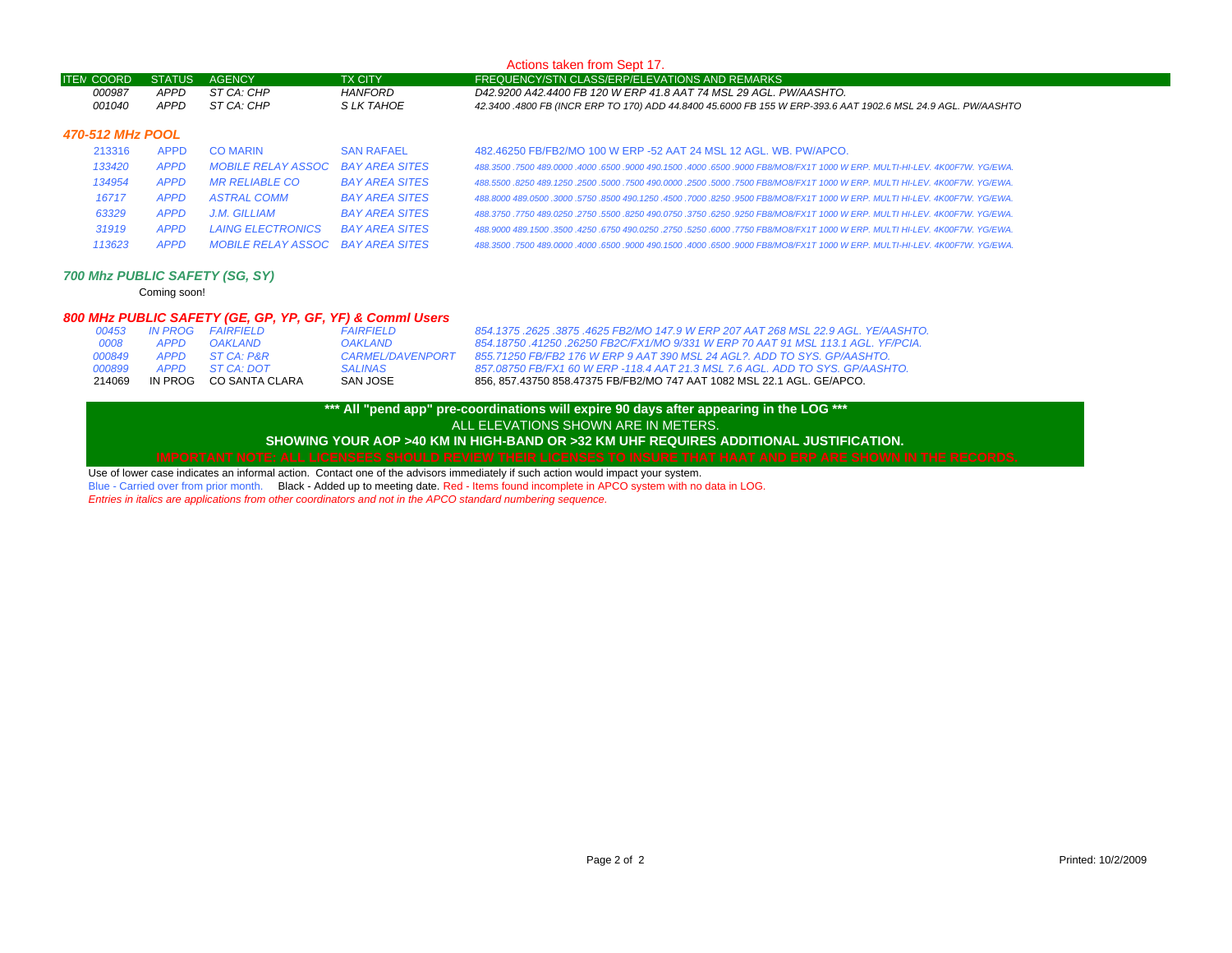Actions taken from Sept 17.

| ITEM COORD | STATUS | AGENCY | TX CITY | FREQUENCY/STN CLASS/ERP/ELEVATIONS AND REMARKS |
|---|---|---|---|---|
| *000987* | *APPD* | *ST CA: CHP* | *HANFORD* | *D42.9200 A42.4400 FB 120 W ERP 41.8 AAT 74 MSL 29 AGL. PW/AASHTO.* |
| *001040* | *APPD* | *ST CA: CHP* | *S LK TAHOE* | *42.3400 .4800 FB (INCR ERP TO 170) ADD 44.8400 45.6000 FB 155 W ERP-393.6 AAT 1902.6 MSL 24.9 AGL. PW/AASHTO* |

### *470-512 MHz POOL*

| | | | | |
|---|---|---|---|---|
| 213316 | APPD | CO MARIN | SAN RAFAEL | 482.46250 FB/FB2/MO 100 W ERP -52 AAT 24 MSL 12 AGL. WB. PW/APCO. |
| *133420* | *APPD* | *MOBILE RELAY ASSOC* | *BAY AREA SITES* | *488.3500 .7500 489.0000 .4000 .6500 .9000 490.1500 .4000 .6500 .9000 FB8/MO8/FX1T 1000 W ERP. MULTI-HI-LEV. 4K00F7W. YG/EWA.* |
| *134954* | *APPD* | *MR RELIABLE CO* | *BAY AREA SITES* | *488.5500 .8250 489.1250 .2500 .5000 .7500 490.0000 .2500 .5000 .7500 FB8/MO8/FX1T 1000 W ERP. MULTI HI-LEV. 4K00F7W. YG/EWA.* |
| *16717* | *APPD* | *ASTRAL COMM* | *BAY AREA SITES* | *488.8000 489.0500 .3000 .5750 .8500 490.1250 .4500 .7000 .8250 .9500 FB8/MO8/FX1T 1000 W ERP. MULTI HI-LEV. 4K00F7W. YG/EWA.* |
| *63329* | *APPD* | *J.M. GILLIAM* | *BAY AREA SITES* | *488.3750 .7750 489.0250 .2750 .5500 .8250 490.0750 .3750 .6250 .9250 FB8/MO8/FX1T 1000 W ERP. MULTI HI-LEV. 4K00F7W. YG/EWA.* |
| *31919* | *APPD* | *LAING ELECTRONICS* | *BAY AREA SITES* | *488.9000 489.1500 .3500 .4250 .6750 490.0250 .2750 .5250 .6000 .7750 FB8/MO8/FX1T 1000 W ERP. MULTI HI-LEV. 4K00F7W. YG/EWA.* |
| *113623* | *APPD* | *MOBILE RELAY ASSOC* | *BAY AREA SITES* | *488.3500 .7500 489.0000 .4000 .6500 .9000 490.1500 .4000 .6500 .9000 FB8/MO8/FX1T 1000 W ERP. MULTI-HI-LEV. 4K00F7W. YG/EWA.* |

### *700 Mhz PUBLIC SAFETY (SG, SY)*

Coming soon!

### *800 MHz PUBLIC SAFETY (GE, GP, YP, GF, YF) & Comml Users*

| | | | | |
|---|---|---|---|---|
| *00453* | *IN PROG* | *FAIRFIELD* | *FAIRFIELD* | *854.1375 .2625 .3875 .4625 FB2/MO 147.9 W ERP 207 AAT 268 MSL 22.9 AGL. YE/AASHTO.* |
| *0008* | *APPD* | *OAKLAND* | *OAKLAND* | *854.18750 .41250 .26250 FB2C/FX1/MO 9/331 W ERP 70 AAT 91 MSL 113.1 AGL. YF/PCIA.* |
| *000849* | *APPD* | *ST CA: P&R* | *CARMEL/DAVENPORT* | *855.71250 FB/FB2 176 W ERP 9 AAT 390 MSL 24 AGL?. ADD TO SYS. GP/AASHTO.* |
| *000899* | *APPD* | *ST CA: DOT* | *SALINAS* | *857.08750 FB/FX1 60 W ERP -118.4 AAT 21.3 MSL 7.6 AGL. ADD TO SYS. GP/AASHTO.* |
| 214069 | IN PROG | CO SANTA CLARA | SAN JOSE | 856, 857.43750 858.47375 FB/FB2/MO 747 AAT 1082 MSL 22.1 AGL. GE/APCO. |

**\*\*\* All "pend app" pre-coordinations will expire 90 days after appearing in the LOG \*\*\***

ALL ELEVATIONS SHOWN ARE IN METERS.

**SHOWING YOUR AOP >40 KM IN HIGH-BAND OR >32 KM UHF REQUIRES ADDITIONAL JUSTIFICATION.**

**IMPORTANT NOTE: ALL LICENSEES SHOULD REVIEW THEIR LICENSES TO INSURE THAT HAAT AND ERP ARE SHOWN IN THE RECORDS.**

Use of lower case indicates an informal action. Contact one of the advisors immediately if such action would impact your system.

Blue - Carried over from prior month. Black - Added up to meeting date. Red - Items found incomplete in APCO system with no data in LOG.

*Entries in italics are applications from other coordinators and not in the APCO standard numbering sequence.*

Printed: 10/2/2009